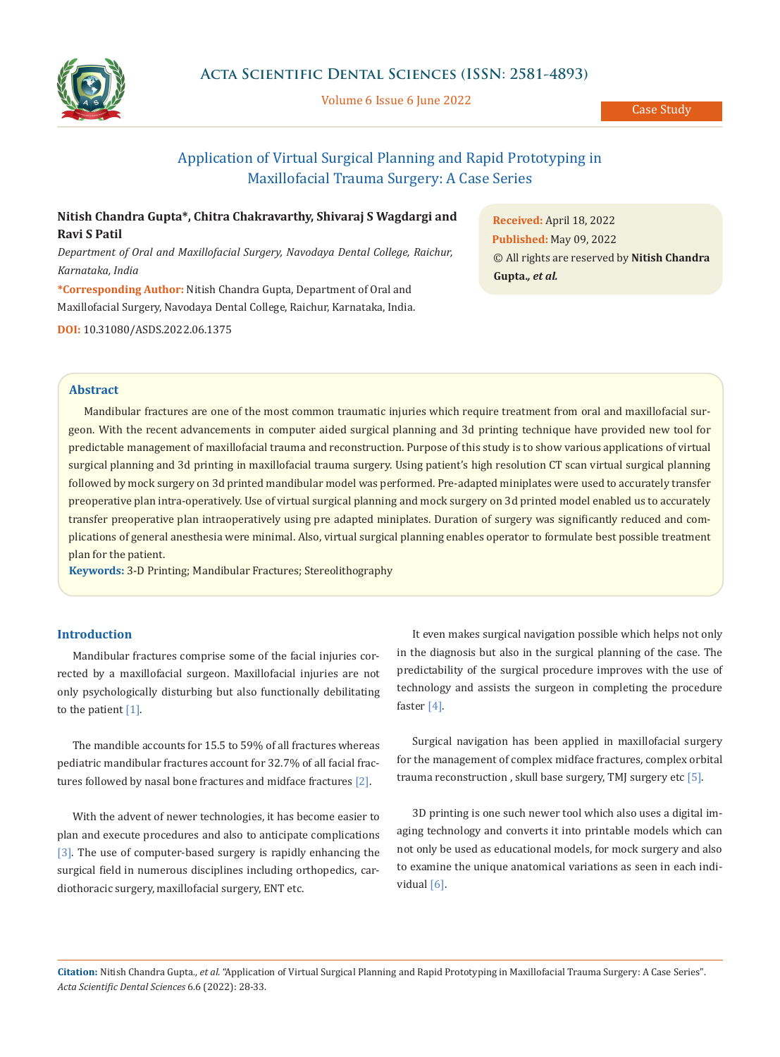# Application of Virtual Surgical Planning and Rapid Prototyping in Maxillofacial Trauma Surgery: A Case Series

**Nitish Chandra Gupta\*, Chitra Chakravarthy, Shivaraj S Wagdargi and Ravi S Patil**

*Department of Oral and Maxillofacial Surgery, Navodaya Dental College, Raichur, Karnataka, India*

**\*Corresponding Author:** Nitish Chandra Gupta, Department of Oral and Maxillofacial Surgery, Navodaya Dental College, Raichur, Karnataka, India.

**DOI:** 10.31080/ASDS.2022.06.1375

**Received:** April 18, 2022
**Published:** May 09, 2022
© All rights are reserved by **Nitish Chandra Gupta., *et al.***

## Abstract

Mandibular fractures are one of the most common traumatic injuries which require treatment from oral and maxillofacial surgeon. With the recent advancements in computer aided surgical planning and 3d printing technique have provided new tool for predictable management of maxillofacial trauma and reconstruction. Purpose of this study is to show various applications of virtual surgical planning and 3d printing in maxillofacial trauma surgery. Using patient's high resolution CT scan virtual surgical planning followed by mock surgery on 3d printed mandibular model was performed. Pre-adapted miniplates were used to accurately transfer preoperative plan intra-operatively. Use of virtual surgical planning and mock surgery on 3d printed model enabled us to accurately transfer preoperative plan intraoperatively using pre adapted miniplates. Duration of surgery was significantly reduced and complications of general anesthesia were minimal. Also, virtual surgical planning enables operator to formulate best possible treatment plan for the patient.

**Keywords:** 3-D Printing; Mandibular Fractures; Stereolithography

## Introduction

Mandibular fractures comprise some of the facial injuries corrected by a maxillofacial surgeon. Maxillofacial injuries are not only psychologically disturbing but also functionally debilitating to the patient [1].

The mandible accounts for 15.5 to 59% of all fractures whereas pediatric mandibular fractures account for 32.7% of all facial fractures followed by nasal bone fractures and midface fractures [2].

With the advent of newer technologies, it has become easier to plan and execute procedures and also to anticipate complications [3]. The use of computer-based surgery is rapidly enhancing the surgical field in numerous disciplines including orthopedics, cardiothoracic surgery, maxillofacial surgery, ENT etc.

It even makes surgical navigation possible which helps not only in the diagnosis but also in the surgical planning of the case. The predictability of the surgical procedure improves with the use of technology and assists the surgeon in completing the procedure faster [4].

Surgical navigation has been applied in maxillofacial surgery for the management of complex midface fractures, complex orbital trauma reconstruction , skull base surgery, TMJ surgery etc [5].

3D printing is one such newer tool which also uses a digital imaging technology and converts it into printable models which can not only be used as educational models, for mock surgery and also to examine the unique anatomical variations as seen in each individual [6].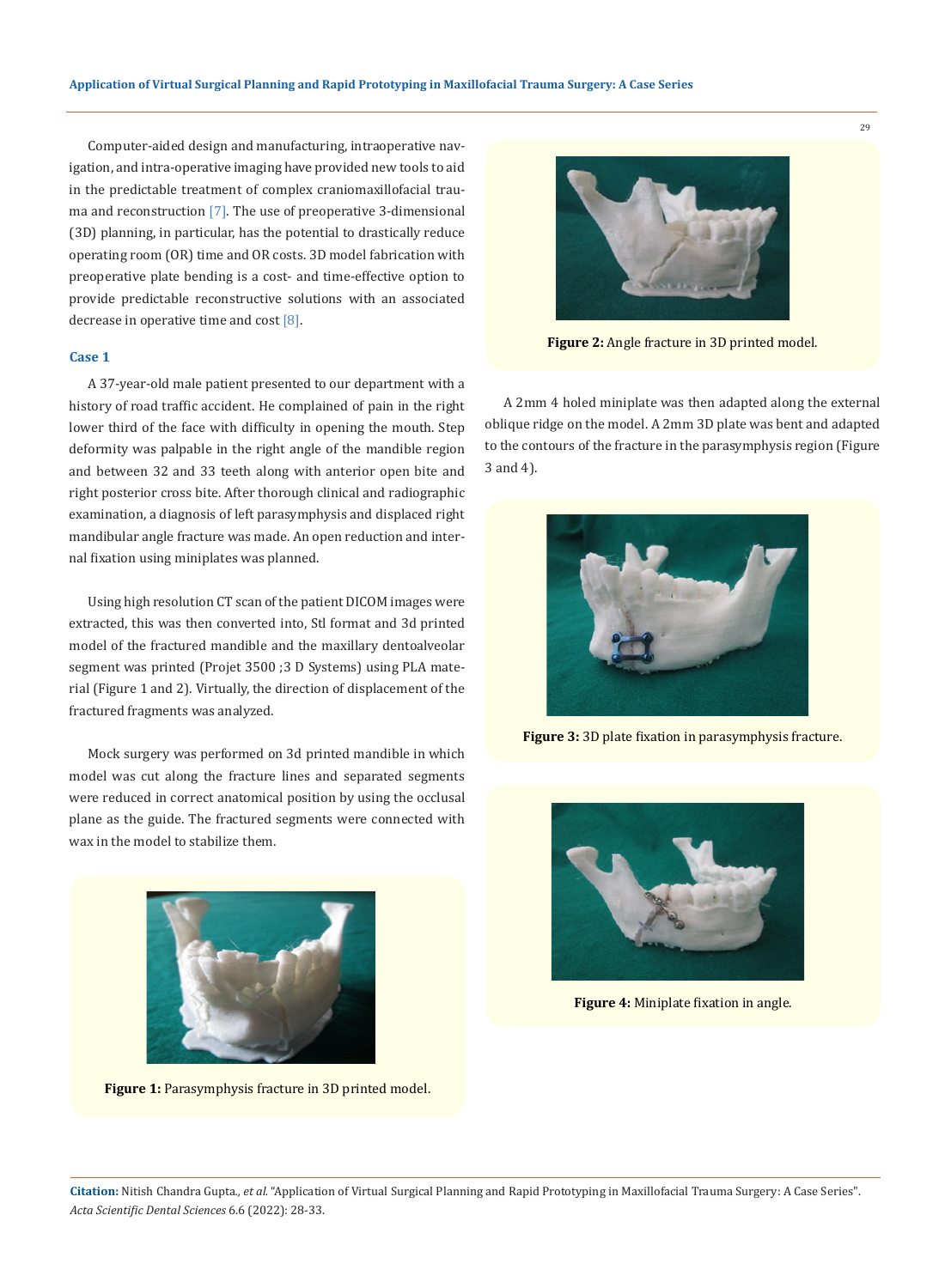Computer-aided design and manufacturing, intraoperative navigation, and intra-operative imaging have provided new tools to aid in the predictable treatment of complex craniomaxillofacial trauma and reconstruction [7]. The use of preoperative 3-dimensional (3D) planning, in particular, has the potential to drastically reduce operating room (OR) time and OR costs. 3D model fabrication with preoperative plate bending is a cost- and time-effective option to provide predictable reconstructive solutions with an associated decrease in operative time and cost [8].

### Case 1

A 37-year-old male patient presented to our department with a history of road traffic accident. He complained of pain in the right lower third of the face with difficulty in opening the mouth. Step deformity was palpable in the right angle of the mandible region and between 32 and 33 teeth along with anterior open bite and right posterior cross bite. After thorough clinical and radiographic examination, a diagnosis of left parasymphysis and displaced right mandibular angle fracture was made. An open reduction and internal fixation using miniplates was planned.

Using high resolution CT scan of the patient DICOM images were extracted, this was then converted into, Stl format and 3d printed model of the fractured mandible and the maxillary dentoalveolar segment was printed (Projet 3500 ;3 D Systems) using PLA material (Figure 1 and 2). Virtually, the direction of displacement of the fractured fragments was analyzed.

Mock surgery was performed on 3d printed mandible in which model was cut along the fracture lines and separated segments were reduced in correct anatomical position by using the occlusal plane as the guide. The fractured segments were connected with wax in the model to stabilize them.

**Figure 1:** Parasymphysis fracture in 3D printed model.

**Figure 2:** Angle fracture in 3D printed model.

A 2mm 4 holed miniplate was then adapted along the external oblique ridge on the model. A 2mm 3D plate was bent and adapted to the contours of the fracture in the parasymphysis region (Figure 3 and 4).

**Figure 3:** 3D plate fixation in parasymphysis fracture.

**Figure 4:** Miniplate fixation in angle.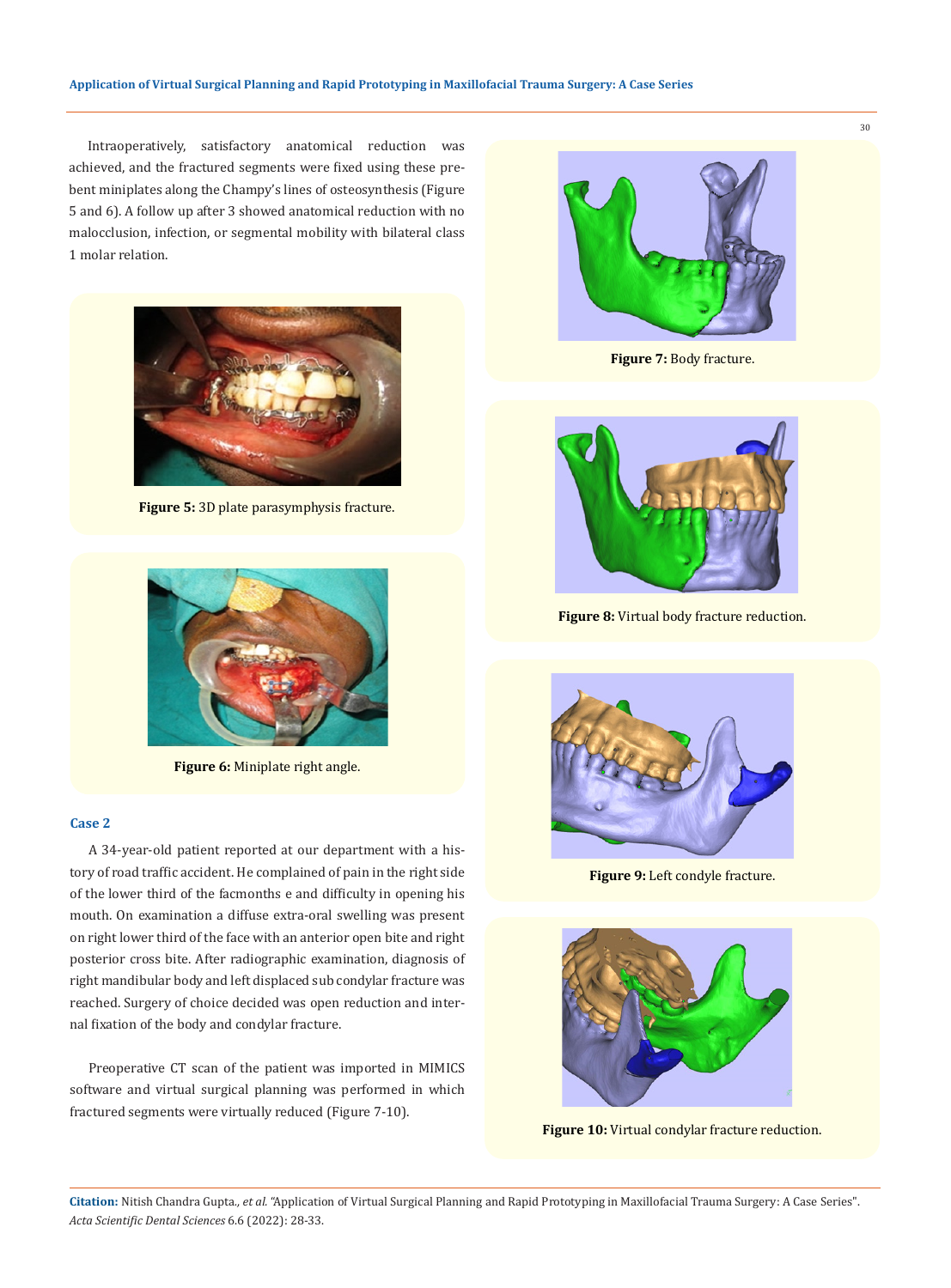Intraoperatively, satisfactory anatomical reduction was achieved, and the fractured segments were fixed using these pre-bent miniplates along the Champy's lines of osteosynthesis (Figure 5 and 6). A follow up after 3 showed anatomical reduction with no malocclusion, infection, or segmental mobility with bilateral class 1 molar relation.

**Figure 5:** 3D plate parasymphysis fracture.

**Figure 6:** Miniplate right angle.

### Case 2

A 34-year-old patient reported at our department with a history of road traffic accident. He complained of pain in the right side of the lower third of the facmonths e and difficulty in opening his mouth. On examination a diffuse extra-oral swelling was present on right lower third of the face with an anterior open bite and right posterior cross bite. After radiographic examination, diagnosis of right mandibular body and left displaced sub condylar fracture was reached. Surgery of choice decided was open reduction and internal fixation of the body and condylar fracture.

Preoperative CT scan of the patient was imported in MIMICS software and virtual surgical planning was performed in which fractured segments were virtually reduced (Figure 7-10).

**Figure 7:** Body fracture.

**Figure 8:** Virtual body fracture reduction.

**Figure 9:** Left condyle fracture.

**Figure 10:** Virtual condylar fracture reduction.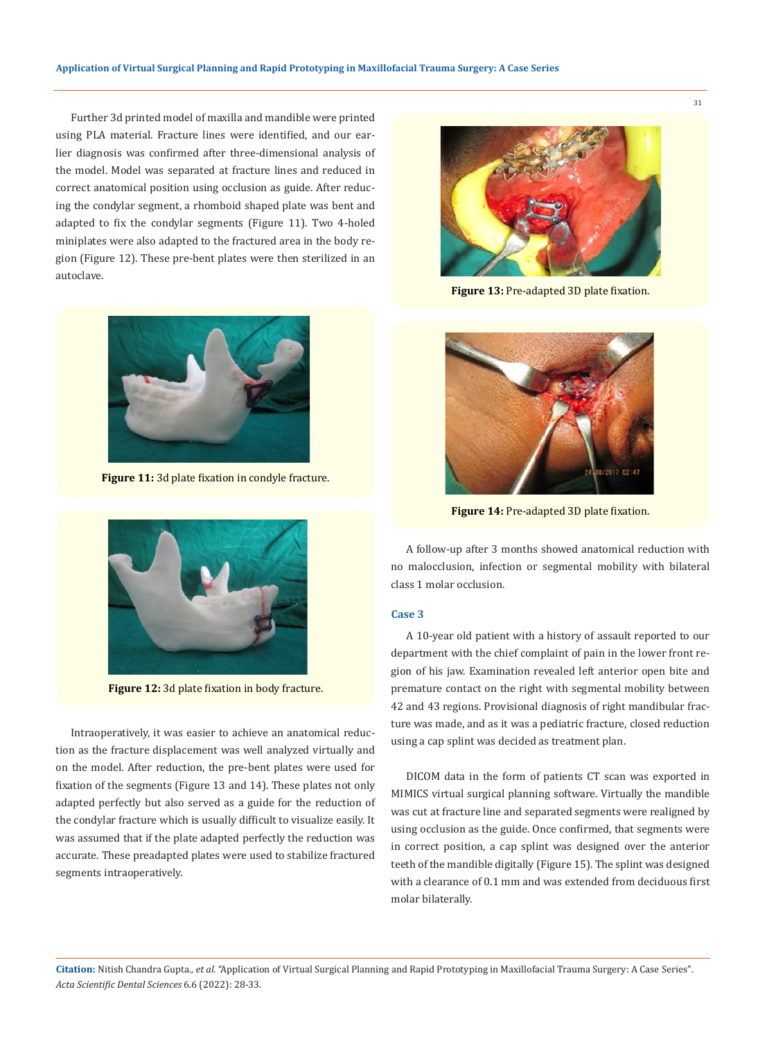Further 3d printed model of maxilla and mandible were printed using PLA material. Fracture lines were identified, and our earlier diagnosis was confirmed after three-dimensional analysis of the model. Model was separated at fracture lines and reduced in correct anatomical position using occlusion as guide. After reducing the condylar segment, a rhomboid shaped plate was bent and adapted to fix the condylar segments (Figure 11). Two 4-holed miniplates were also adapted to the fractured area in the body region (Figure 12). These pre-bent plates were then sterilized in an autoclave.

**Figure 11:** 3d plate fixation in condyle fracture.

**Figure 12:** 3d plate fixation in body fracture.

Intraoperatively, it was easier to achieve an anatomical reduction as the fracture displacement was well analyzed virtually and on the model. After reduction, the pre-bent plates were used for fixation of the segments (Figure 13 and 14). These plates not only adapted perfectly but also served as a guide for the reduction of the condylar fracture which is usually difficult to visualize easily. It was assumed that if the plate adapted perfectly the reduction was accurate. These preadapted plates were used to stabilize fractured segments intraoperatively.

**Figure 13:** Pre-adapted 3D plate fixation.

**Figure 14:** Pre-adapted 3D plate fixation.

A follow-up after 3 months showed anatomical reduction with no malocclusion, infection or segmental mobility with bilateral class 1 molar occlusion.

### Case 3

A 10-year old patient with a history of assault reported to our department with the chief complaint of pain in the lower front region of his jaw. Examination revealed left anterior open bite and premature contact on the right with segmental mobility between 42 and 43 regions. Provisional diagnosis of right mandibular fracture was made, and as it was a pediatric fracture, closed reduction using a cap splint was decided as treatment plan.

DICOM data in the form of patients CT scan was exported in MIMICS virtual surgical planning software. Virtually the mandible was cut at fracture line and separated segments were realigned by using occlusion as the guide. Once confirmed, that segments were in correct position, a cap splint was designed over the anterior teeth of the mandible digitally (Figure 15). The splint was designed with a clearance of 0.1 mm and was extended from deciduous first molar bilaterally.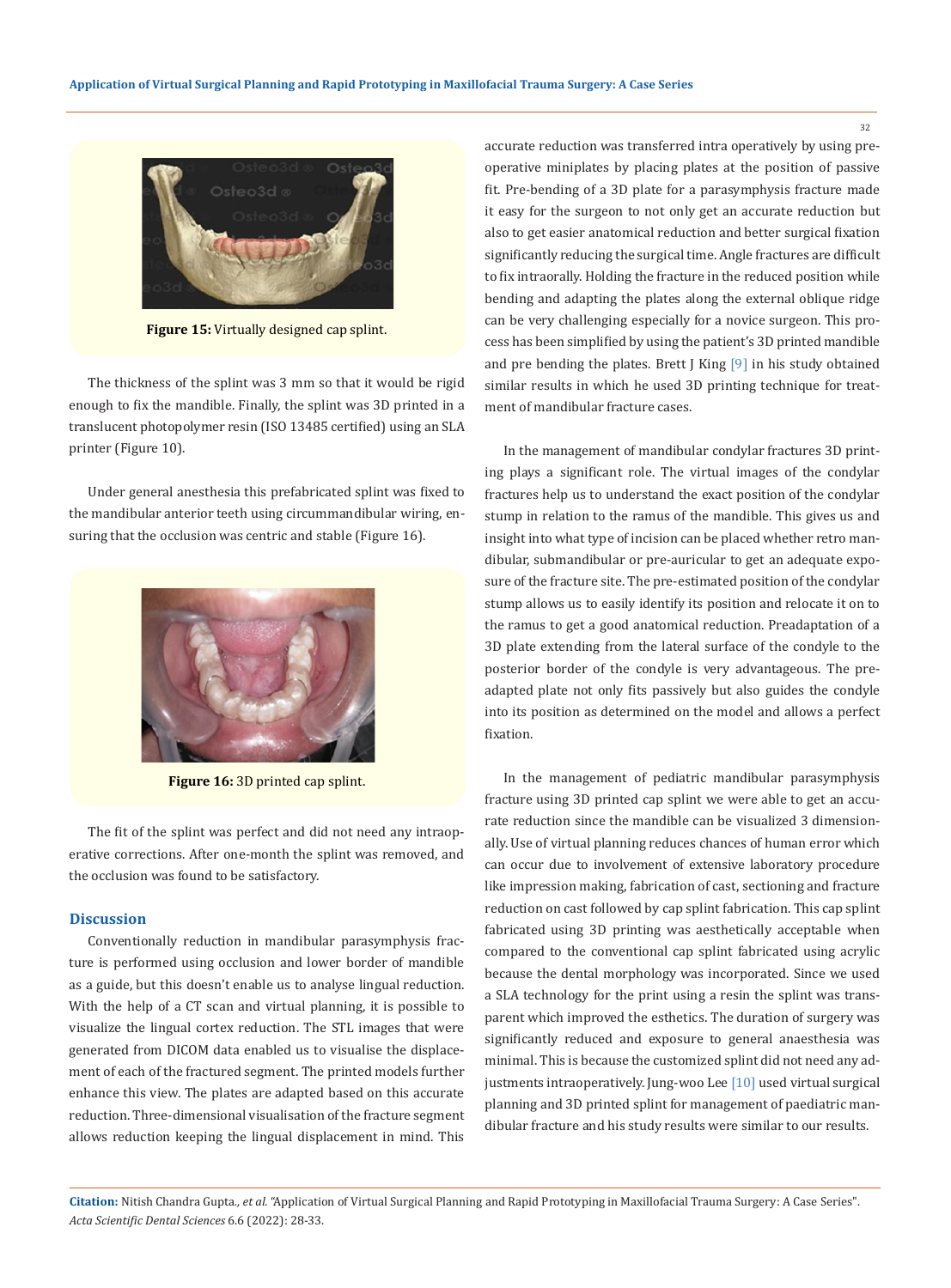Figure 15: Virtually designed cap splint.

The thickness of the splint was 3 mm so that it would be rigid enough to fix the mandible. Finally, the splint was 3D printed in a translucent photopolymer resin (ISO 13485 certified) using an SLA printer (Figure 10).

Under general anesthesia this prefabricated splint was fixed to the mandibular anterior teeth using circummandibular wiring, ensuring that the occlusion was centric and stable (Figure 16).

Figure 16: 3D printed cap splint.

The fit of the splint was perfect and did not need any intraoperative corrections. After one-month the splint was removed, and the occlusion was found to be satisfactory.

## Discussion

Conventionally reduction in mandibular parasymphysis fracture is performed using occlusion and lower border of mandible as a guide, but this doesn't enable us to analyse lingual reduction. With the help of a CT scan and virtual planning, it is possible to visualize the lingual cortex reduction. The STL images that were generated from DICOM data enabled us to visualise the displacement of each of the fractured segment. The printed models further enhance this view. The plates are adapted based on this accurate reduction. Three-dimensional visualisation of the fracture segment allows reduction keeping the lingual displacement in mind. This accurate reduction was transferred intra operatively by using pre-operative miniplates by placing plates at the position of passive fit. Pre-bending of a 3D plate for a parasymphysis fracture made it easy for the surgeon to not only get an accurate reduction but also to get easier anatomical reduction and better surgical fixation significantly reducing the surgical time. Angle fractures are difficult to fix intraorally. Holding the fracture in the reduced position while bending and adapting the plates along the external oblique ridge can be very challenging especially for a novice surgeon. This process has been simplified by using the patient's 3D printed mandible and pre bending the plates. Brett J King [9] in his study obtained similar results in which he used 3D printing technique for treatment of mandibular fracture cases.

In the management of mandibular condylar fractures 3D printing plays a significant role. The virtual images of the condylar fractures help us to understand the exact position of the condylar stump in relation to the ramus of the mandible. This gives us and insight into what type of incision can be placed whether retro mandibular, submandibular or pre-auricular to get an adequate exposure of the fracture site. The pre-estimated position of the condylar stump allows us to easily identify its position and relocate it on to the ramus to get a good anatomical reduction. Preadaptation of a 3D plate extending from the lateral surface of the condyle to the posterior border of the condyle is very advantageous. The pre-adapted plate not only fits passively but also guides the condyle into its position as determined on the model and allows a perfect fixation.

In the management of pediatric mandibular parasymphysis fracture using 3D printed cap splint we were able to get an accurate reduction since the mandible can be visualized 3 dimensionally. Use of virtual planning reduces chances of human error which can occur due to involvement of extensive laboratory procedure like impression making, fabrication of cast, sectioning and fracture reduction on cast followed by cap splint fabrication. This cap splint fabricated using 3D printing was aesthetically acceptable when compared to the conventional cap splint fabricated using acrylic because the dental morphology was incorporated. Since we used a SLA technology for the print using a resin the splint was transparent which improved the esthetics. The duration of surgery was significantly reduced and exposure to general anaesthesia was minimal. This is because the customized splint did not need any adjustments intraoperatively. Jung-woo Lee [10] used virtual surgical planning and 3D printed splint for management of paediatric mandibular fracture and his study results were similar to our results.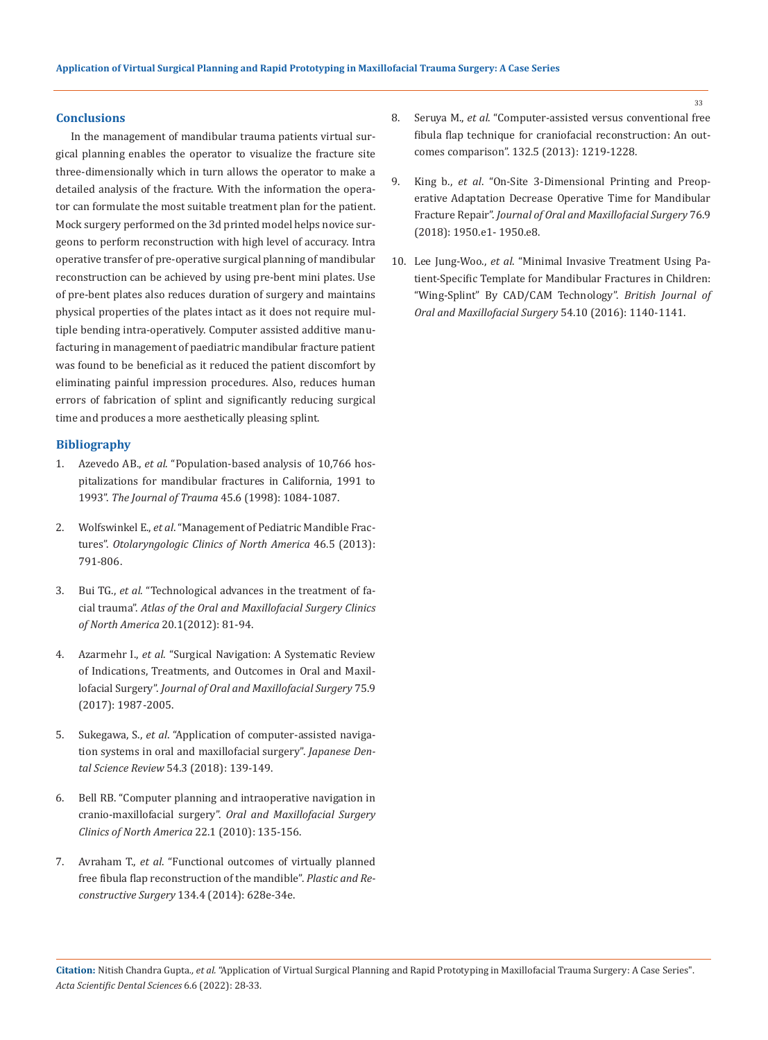## Conclusions

In the management of mandibular trauma patients virtual surgical planning enables the operator to visualize the fracture site three-dimensionally which in turn allows the operator to make a detailed analysis of the fracture. With the information the operator can formulate the most suitable treatment plan for the patient. Mock surgery performed on the 3d printed model helps novice surgeons to perform reconstruction with high level of accuracy. Intra operative transfer of pre-operative surgical planning of mandibular reconstruction can be achieved by using pre-bent mini plates. Use of pre-bent plates also reduces duration of surgery and maintains physical properties of the plates intact as it does not require multiple bending intra-operatively. Computer assisted additive manufacturing in management of paediatric mandibular fracture patient was found to be beneficial as it reduced the patient discomfort by eliminating painful impression procedures. Also, reduces human errors of fabrication of splint and significantly reducing surgical time and produces a more aesthetically pleasing splint.

## Bibliography

1. Azevedo AB., *et al*. "Population-based analysis of 10,766 hospitalizations for mandibular fractures in California, 1991 to 1993". *The Journal of Trauma* 45.6 (1998): 1084-1087.
2. Wolfswinkel E., *et al*. "Management of Pediatric Mandible Fractures". *Otolaryngologic Clinics of North America* 46.5 (2013): 791-806.
3. Bui TG., *et al*. "Technological advances in the treatment of facial trauma". *Atlas of the Oral and Maxillofacial Surgery Clinics of North America* 20.1(2012): 81-94.
4. Azarmehr I., *et al*. "Surgical Navigation: A Systematic Review of Indications, Treatments, and Outcomes in Oral and Maxillofacial Surgery". *Journal of Oral and Maxillofacial Surgery* 75.9 (2017): 1987-2005.
5. Sukegawa, S., *et al*. "Application of computer-assisted navigation systems in oral and maxillofacial surgery". *Japanese Dental Science Review* 54.3 (2018): 139-149.
6. Bell RB. "Computer planning and intraoperative navigation in cranio-maxillofacial surgery". *Oral and Maxillofacial Surgery Clinics of North America* 22.1 (2010): 135-156.
7. Avraham T., *et al*. "Functional outcomes of virtually planned free fibula flap reconstruction of the mandible". *Plastic and Reconstructive Surgery* 134.4 (2014): 628e-34e.
8. Seruya M., *et al*. "Computer-assisted versus conventional free fibula flap technique for craniofacial reconstruction: An outcomes comparison". 132.5 (2013): 1219-1228.
9. King b., *et al*. "On-Site 3-Dimensional Printing and Preoperative Adaptation Decrease Operative Time for Mandibular Fracture Repair". *Journal of Oral and Maxillofacial Surgery* 76.9 (2018): 1950.e1- 1950.e8.
10. Lee Jung-Woo., *et al*. "Minimal Invasive Treatment Using Patient-Specific Template for Mandibular Fractures in Children: "Wing-Splint" By CAD/CAM Technology". *British Journal of Oral and Maxillofacial Surgery* 54.10 (2016): 1140-1141.